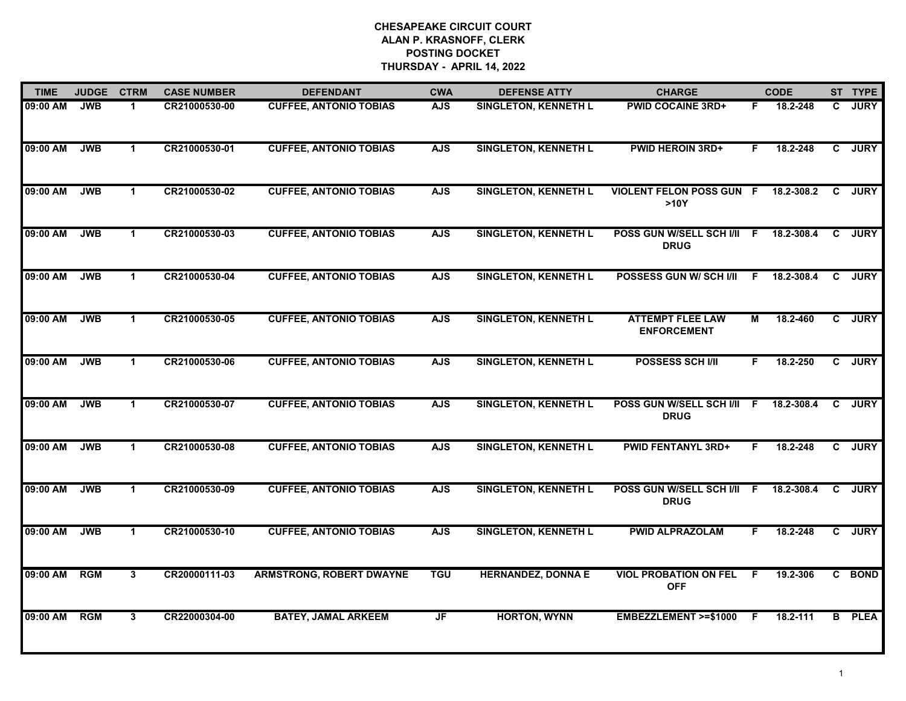# CHESAPEAKE CIRCUIT COURT
## ALAN P. KRASNOFF, CLERK
## POSTING DOCKET
## THURSDAY - APRIL 14, 2022

| TIME | JUDGE | CTRM | CASE NUMBER | DEFENDANT | CWA | DEFENSE ATTY | CHARGE | | CODE | ST | TYPE |
|---|---|---|---|---|---|---|---|---|---|---|---|
| 09:00 AM | JWB | 1 | CR21000530-00 | CUFFEE, ANTONIO TOBIAS | AJS | SINGLETON, KENNETH L | PWID COCAINE 3RD+ | F | 18.2-248 | C | JURY |
| 09:00 AM | JWB | 1 | CR21000530-01 | CUFFEE, ANTONIO TOBIAS | AJS | SINGLETON, KENNETH L | PWID HEROIN 3RD+ | F | 18.2-248 | C | JURY |
| 09:00 AM | JWB | 1 | CR21000530-02 | CUFFEE, ANTONIO TOBIAS | AJS | SINGLETON, KENNETH L | VIOLENT FELON POSS GUN >10Y | F | 18.2-308.2 | C | JURY |
| 09:00 AM | JWB | 1 | CR21000530-03 | CUFFEE, ANTONIO TOBIAS | AJS | SINGLETON, KENNETH L | POSS GUN W/SELL SCH I/II DRUG | F | 18.2-308.4 | C | JURY |
| 09:00 AM | JWB | 1 | CR21000530-04 | CUFFEE, ANTONIO TOBIAS | AJS | SINGLETON, KENNETH L | POSSESS GUN W/ SCH I/II | F | 18.2-308.4 | C | JURY |
| 09:00 AM | JWB | 1 | CR21000530-05 | CUFFEE, ANTONIO TOBIAS | AJS | SINGLETON, KENNETH L | ATTEMPT FLEE LAW ENFORCEMENT | M | 18.2-460 | C | JURY |
| 09:00 AM | JWB | 1 | CR21000530-06 | CUFFEE, ANTONIO TOBIAS | AJS | SINGLETON, KENNETH L | POSSESS SCH I/II | F | 18.2-250 | C | JURY |
| 09:00 AM | JWB | 1 | CR21000530-07 | CUFFEE, ANTONIO TOBIAS | AJS | SINGLETON, KENNETH L | POSS GUN W/SELL SCH I/II DRUG | F | 18.2-308.4 | C | JURY |
| 09:00 AM | JWB | 1 | CR21000530-08 | CUFFEE, ANTONIO TOBIAS | AJS | SINGLETON, KENNETH L | PWID FENTANYL 3RD+ | F | 18.2-248 | C | JURY |
| 09:00 AM | JWB | 1 | CR21000530-09 | CUFFEE, ANTONIO TOBIAS | AJS | SINGLETON, KENNETH L | POSS GUN W/SELL SCH I/II DRUG | F | 18.2-308.4 | C | JURY |
| 09:00 AM | JWB | 1 | CR21000530-10 | CUFFEE, ANTONIO TOBIAS | AJS | SINGLETON, KENNETH L | PWID ALPRAZOLAM | F | 18.2-248 | C | JURY |
| 09:00 AM | RGM | 3 | CR20000111-03 | ARMSTRONG, ROBERT DWAYNE | TGU | HERNANDEZ, DONNA E | VIOL PROBATION ON FEL OFF | F | 19.2-306 | C | BOND |
| 09:00 AM | RGM | 3 | CR22000304-00 | BATEY, JAMAL ARKEEM | JF | HORTON, WYNN | EMBEZZLEMENT >=$1000 | F | 18.2-111 | B | PLEA |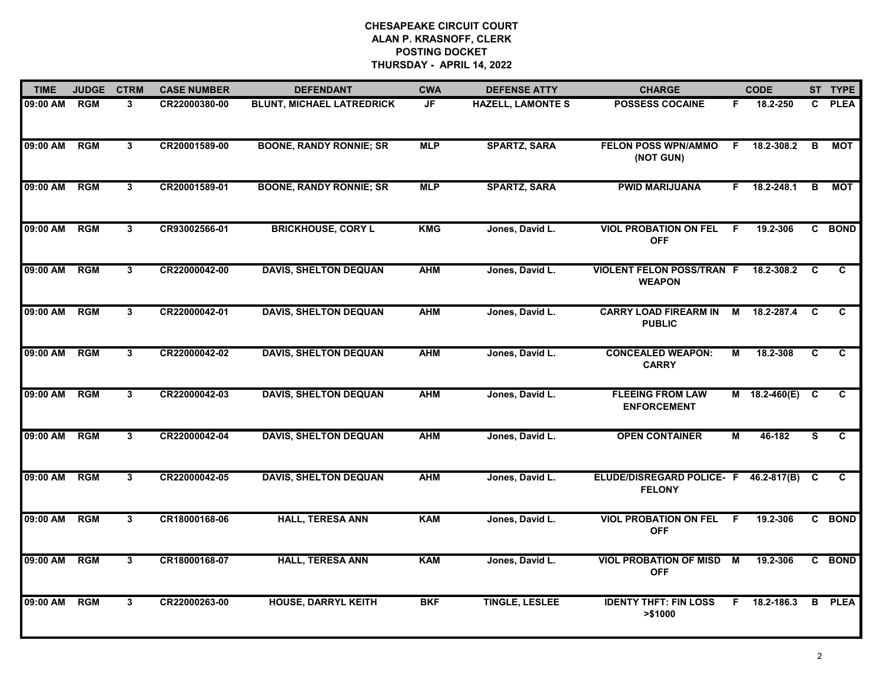**CHESAPEAKE CIRCUIT COURT**
**ALAN P. KRASNOFF, CLERK**
**POSTING DOCKET**
**THURSDAY - APRIL 14, 2022**

| TIME | JUDGE | CTRM | CASE NUMBER | DEFENDANT | CWA | DEFENSE ATTY | CHARGE | | CODE | ST | TYPE |
|---|---|---|---|---|---|---|---|---|---|---|---|
| 09:00 AM | RGM | 3 | CR22000380-00 | BLUNT, MICHAEL LATREDRICK | JF | HAZELL, LAMONTE S | POSSESS COCAINE | F | 18.2-250 | C | PLEA |
| 09:00 AM | RGM | 3 | CR20001589-00 | BOONE, RANDY RONNIE; SR | MLP | SPARTZ, SARA | FELON POSS WPN/AMMO (NOT GUN) | F | 18.2-308.2 | B | MOT |
| 09:00 AM | RGM | 3 | CR20001589-01 | BOONE, RANDY RONNIE; SR | MLP | SPARTZ, SARA | PWID MARIJUANA | F | 18.2-248.1 | B | MOT |
| 09:00 AM | RGM | 3 | CR93002566-01 | BRICKHOUSE, CORY L | KMG | Jones, David L. | VIOL PROBATION ON FEL OFF | F | 19.2-306 | C | BOND |
| 09:00 AM | RGM | 3 | CR22000042-00 | DAVIS, SHELTON DEQUAN | AHM | Jones, David L. | VIOLENT FELON POSS/TRAN WEAPON | F | 18.2-308.2 | C | C |
| 09:00 AM | RGM | 3 | CR22000042-01 | DAVIS, SHELTON DEQUAN | AHM | Jones, David L. | CARRY LOAD FIREARM IN PUBLIC | M | 18.2-287.4 | C | C |
| 09:00 AM | RGM | 3 | CR22000042-02 | DAVIS, SHELTON DEQUAN | AHM | Jones, David L. | CONCEALED WEAPON: CARRY | M | 18.2-308 | C | C |
| 09:00 AM | RGM | 3 | CR22000042-03 | DAVIS, SHELTON DEQUAN | AHM | Jones, David L. | FLEEING FROM LAW ENFORCEMENT | M | 18.2-460(E) | C | C |
| 09:00 AM | RGM | 3 | CR22000042-04 | DAVIS, SHELTON DEQUAN | AHM | Jones, David L. | OPEN CONTAINER | M | 46-182 | S | C |
| 09:00 AM | RGM | 3 | CR22000042-05 | DAVIS, SHELTON DEQUAN | AHM | Jones, David L. | ELUDE/DISREGARD POLICE-FELONY | F | 46.2-817(B) | C | C |
| 09:00 AM | RGM | 3 | CR18000168-06 | HALL, TERESA ANN | KAM | Jones, David L. | VIOL PROBATION ON FEL OFF | F | 19.2-306 | C | BOND |
| 09:00 AM | RGM | 3 | CR18000168-07 | HALL, TERESA ANN | KAM | Jones, David L. | VIOL PROBATION OF MISD OFF | M | 19.2-306 | C | BOND |
| 09:00 AM | RGM | 3 | CR22000263-00 | HOUSE, DARRYL KEITH | BKF | TINGLE, LESLEE | IDENTY THFT: FIN LOSS >$1000 | F | 18.2-186.3 | B | PLEA |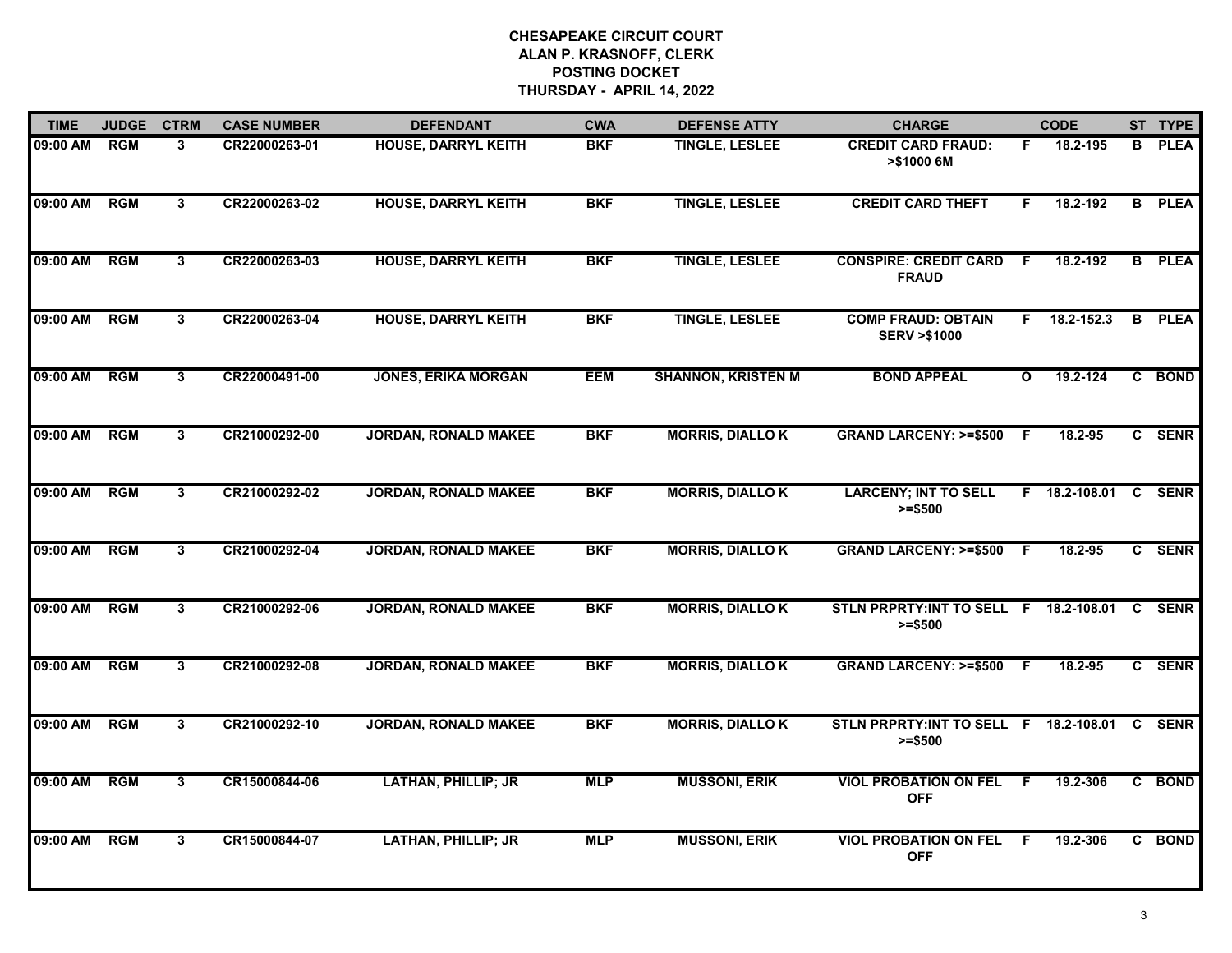# CHESAPEAKE CIRCUIT COURT
## ALAN P. KRASNOFF, CLERK
## POSTING DOCKET
## THURSDAY - APRIL 14, 2022

| TIME | JUDGE | CTRM | CASE NUMBER | DEFENDANT | CWA | DEFENSE ATTY | CHARGE | | CODE | ST | TYPE |
|---|---|---|---|---|---|---|---|---|---|---|---|
| 09:00 AM | RGM | 3 | CR22000263-01 | HOUSE, DARRYL KEITH | BKF | TINGLE, LESLEE | CREDIT CARD FRAUD: >$1000 6M | F | 18.2-195 | B | PLEA |
| 09:00 AM | RGM | 3 | CR22000263-02 | HOUSE, DARRYL KEITH | BKF | TINGLE, LESLEE | CREDIT CARD THEFT | F | 18.2-192 | B | PLEA |
| 09:00 AM | RGM | 3 | CR22000263-03 | HOUSE, DARRYL KEITH | BKF | TINGLE, LESLEE | CONSPIRE: CREDIT CARD FRAUD | F | 18.2-192 | B | PLEA |
| 09:00 AM | RGM | 3 | CR22000263-04 | HOUSE, DARRYL KEITH | BKF | TINGLE, LESLEE | COMP FRAUD: OBTAIN SERV >$1000 | F | 18.2-152.3 | B | PLEA |
| 09:00 AM | RGM | 3 | CR22000491-00 | JONES, ERIKA MORGAN | EEM | SHANNON, KRISTEN M | BOND APPEAL | O | 19.2-124 | C | BOND |
| 09:00 AM | RGM | 3 | CR21000292-00 | JORDAN, RONALD MAKEE | BKF | MORRIS, DIALLO K | GRAND LARCENY: >=$500 | F | 18.2-95 | C | SENR |
| 09:00 AM | RGM | 3 | CR21000292-02 | JORDAN, RONALD MAKEE | BKF | MORRIS, DIALLO K | LARCENY; INT TO SELL >=$500 | F | 18.2-108.01 | C | SENR |
| 09:00 AM | RGM | 3 | CR21000292-04 | JORDAN, RONALD MAKEE | BKF | MORRIS, DIALLO K | GRAND LARCENY: >=$500 | F | 18.2-95 | C | SENR |
| 09:00 AM | RGM | 3 | CR21000292-06 | JORDAN, RONALD MAKEE | BKF | MORRIS, DIALLO K | STLN PRPRTY:INT TO SELL >=$500 | F | 18.2-108.01 | C | SENR |
| 09:00 AM | RGM | 3 | CR21000292-08 | JORDAN, RONALD MAKEE | BKF | MORRIS, DIALLO K | GRAND LARCENY: >=$500 | F | 18.2-95 | C | SENR |
| 09:00 AM | RGM | 3 | CR21000292-10 | JORDAN, RONALD MAKEE | BKF | MORRIS, DIALLO K | STLN PRPRTY:INT TO SELL >=$500 | F | 18.2-108.01 | C | SENR |
| 09:00 AM | RGM | 3 | CR15000844-06 | LATHAN, PHILLIP; JR | MLP | MUSSONI, ERIK | VIOL PROBATION ON FEL OFF | F | 19.2-306 | C | BOND |
| 09:00 AM | RGM | 3 | CR15000844-07 | LATHAN, PHILLIP; JR | MLP | MUSSONI, ERIK | VIOL PROBATION ON FEL OFF | F | 19.2-306 | C | BOND |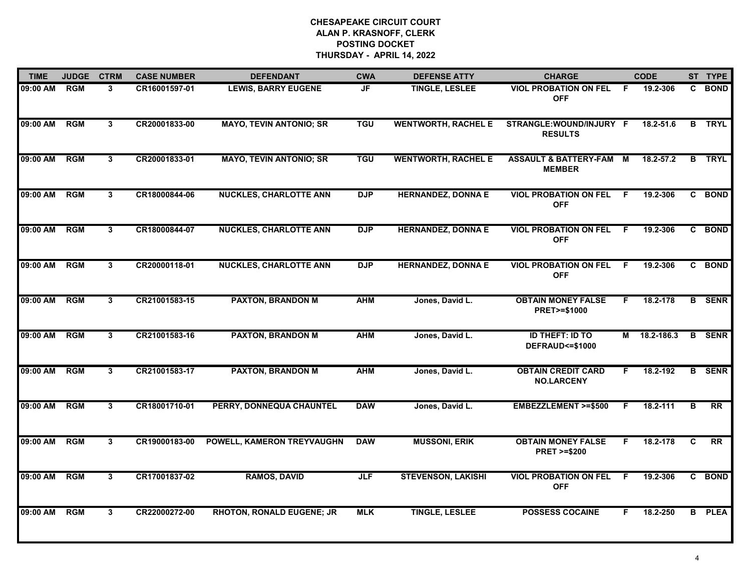**CHESAPEAKE CIRCUIT COURT**
**ALAN P. KRASNOFF, CLERK**
**POSTING DOCKET**
**THURSDAY - APRIL 14, 2022**

| TIME | JUDGE | CTRM | CASE NUMBER | DEFENDANT | CWA | DEFENSE ATTY | CHARGE | | CODE | ST | TYPE |
|---|---|---|---|---|---|---|---|---|---|---|---|
| 09:00 AM | RGM | 3 | CR16001597-01 | LEWIS, BARRY EUGENE | JF | TINGLE, LESLEE | VIOL PROBATION ON FEL OFF | F | 19.2-306 | C | BOND |
| 09:00 AM | RGM | 3 | CR20001833-00 | MAYO, TEVIN ANTONIO; SR | TGU | WENTWORTH, RACHEL E | STRANGLE:WOUND/INJURY RESULTS | F | 18.2-51.6 | B | TRYL |
| 09:00 AM | RGM | 3 | CR20001833-01 | MAYO, TEVIN ANTONIO; SR | TGU | WENTWORTH, RACHEL E | ASSAULT & BATTERY-FAM MEMBER | M | 18.2-57.2 | B | TRYL |
| 09:00 AM | RGM | 3 | CR18000844-06 | NUCKLES, CHARLOTTE ANN | DJP | HERNANDEZ, DONNA E | VIOL PROBATION ON FEL OFF | F | 19.2-306 | C | BOND |
| 09:00 AM | RGM | 3 | CR18000844-07 | NUCKLES, CHARLOTTE ANN | DJP | HERNANDEZ, DONNA E | VIOL PROBATION ON FEL OFF | F | 19.2-306 | C | BOND |
| 09:00 AM | RGM | 3 | CR20000118-01 | NUCKLES, CHARLOTTE ANN | DJP | HERNANDEZ, DONNA E | VIOL PROBATION ON FEL OFF | F | 19.2-306 | C | BOND |
| 09:00 AM | RGM | 3 | CR21001583-15 | PAXTON, BRANDON M | AHM | Jones, David L. | OBTAIN MONEY FALSE PRET>=$1000 | F | 18.2-178 | B | SENR |
| 09:00 AM | RGM | 3 | CR21001583-16 | PAXTON, BRANDON M | AHM | Jones, David L. | ID THEFT: ID TO DEFRAUD<=$1000 | M | 18.2-186.3 | B | SENR |
| 09:00 AM | RGM | 3 | CR21001583-17 | PAXTON, BRANDON M | AHM | Jones, David L. | OBTAIN CREDIT CARD NO.LARCENY | F | 18.2-192 | B | SENR |
| 09:00 AM | RGM | 3 | CR18001710-01 | PERRY, DONNEQUA CHAUNTEL | DAW | Jones, David L. | EMBEZZLEMENT >=$500 | F | 18.2-111 | B | RR |
| 09:00 AM | RGM | 3 | CR19000183-00 | POWELL, KAMERON TREYVAUGHN | DAW | MUSSONI, ERIK | OBTAIN MONEY FALSE PRET >=$200 | F | 18.2-178 | C | RR |
| 09:00 AM | RGM | 3 | CR17001837-02 | RAMOS, DAVID | JLF | STEVENSON, LAKISHI | VIOL PROBATION ON FEL OFF | F | 19.2-306 | C | BOND |
| 09:00 AM | RGM | 3 | CR22000272-00 | RHOTON, RONALD EUGENE; JR | MLK | TINGLE, LESLEE | POSSESS COCAINE | F | 18.2-250 | B | PLEA |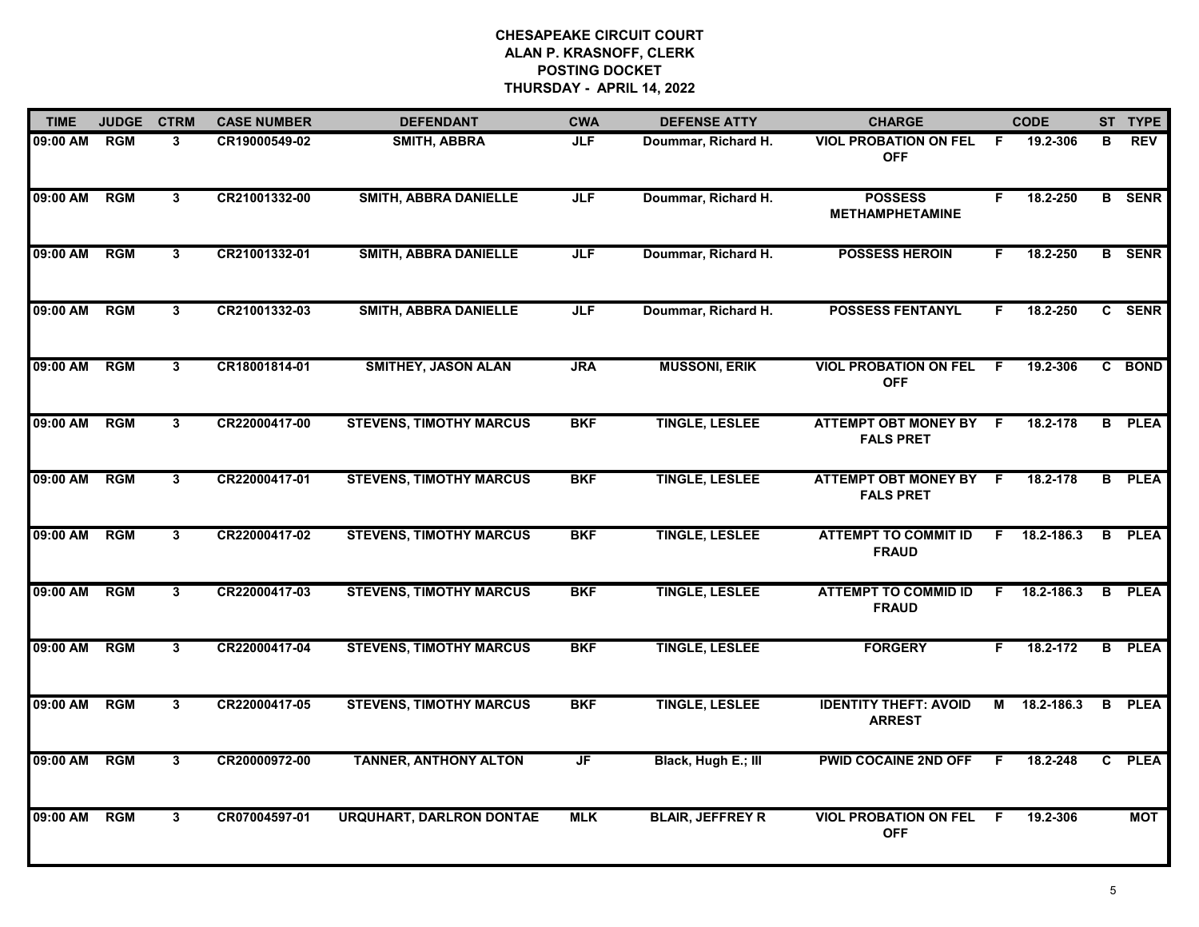# CHESAPEAKE CIRCUIT COURT
## ALAN P. KRASNOFF, CLERK
## POSTING DOCKET
## THURSDAY - APRIL 14, 2022

| TIME | JUDGE | CTRM | CASE NUMBER | DEFENDANT | CWA | DEFENSE ATTY | CHARGE | | CODE | ST | TYPE |
|---|---|---|---|---|---|---|---|---|---|---|---|
| 09:00 AM | RGM | 3 | CR19000549-02 | SMITH, ABBRA | JLF | Doummar, Richard H. | VIOL PROBATION ON FEL OFF | F | 19.2-306 | B | REV |
| 09:00 AM | RGM | 3 | CR21001332-00 | SMITH, ABBRA DANIELLE | JLF | Doummar, Richard H. | POSSESS METHAMPHETAMINE | F | 18.2-250 | B | SENR |
| 09:00 AM | RGM | 3 | CR21001332-01 | SMITH, ABBRA DANIELLE | JLF | Doummar, Richard H. | POSSESS HEROIN | F | 18.2-250 | B | SENR |
| 09:00 AM | RGM | 3 | CR21001332-03 | SMITH, ABBRA DANIELLE | JLF | Doummar, Richard H. | POSSESS FENTANYL | F | 18.2-250 | C | SENR |
| 09:00 AM | RGM | 3 | CR18001814-01 | SMITHEY, JASON ALAN | JRA | MUSSONI, ERIK | VIOL PROBATION ON FEL OFF | F | 19.2-306 | C | BOND |
| 09:00 AM | RGM | 3 | CR22000417-00 | STEVENS, TIMOTHY MARCUS | BKF | TINGLE, LESLEE | ATTEMPT OBT MONEY BY FALS PRET | F | 18.2-178 | B | PLEA |
| 09:00 AM | RGM | 3 | CR22000417-01 | STEVENS, TIMOTHY MARCUS | BKF | TINGLE, LESLEE | ATTEMPT OBT MONEY BY FALS PRET | F | 18.2-178 | B | PLEA |
| 09:00 AM | RGM | 3 | CR22000417-02 | STEVENS, TIMOTHY MARCUS | BKF | TINGLE, LESLEE | ATTEMPT TO COMMIT ID FRAUD | F | 18.2-186.3 | B | PLEA |
| 09:00 AM | RGM | 3 | CR22000417-03 | STEVENS, TIMOTHY MARCUS | BKF | TINGLE, LESLEE | ATTEMPT TO COMMID ID FRAUD | F | 18.2-186.3 | B | PLEA |
| 09:00 AM | RGM | 3 | CR22000417-04 | STEVENS, TIMOTHY MARCUS | BKF | TINGLE, LESLEE | FORGERY | F | 18.2-172 | B | PLEA |
| 09:00 AM | RGM | 3 | CR22000417-05 | STEVENS, TIMOTHY MARCUS | BKF | TINGLE, LESLEE | IDENTITY THEFT: AVOID ARREST | M | 18.2-186.3 | B | PLEA |
| 09:00 AM | RGM | 3 | CR20000972-00 | TANNER, ANTHONY ALTON | JF | Black, Hugh E.; III | PWID COCAINE 2ND OFF | F | 18.2-248 | C | PLEA |
| 09:00 AM | RGM | 3 | CR07004597-01 | URQUHART, DARLRON DONTAE | MLK | BLAIR, JEFFREY R | VIOL PROBATION ON FEL OFF | F | 19.2-306 | | MOT |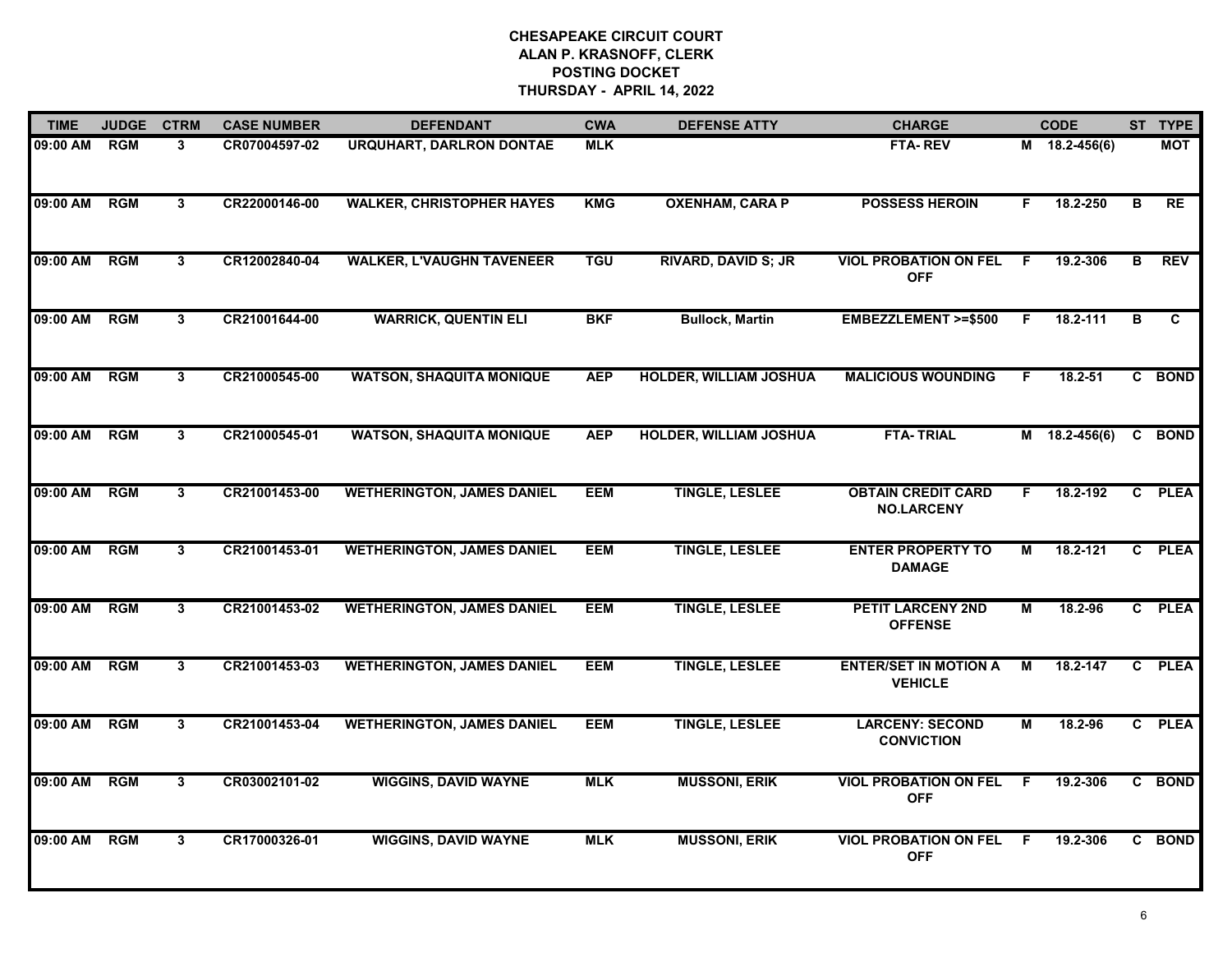**CHESAPEAKE CIRCUIT COURT**
**ALAN P. KRASNOFF, CLERK**
**POSTING DOCKET**
**THURSDAY - APRIL 14, 2022**

| TIME | JUDGE | CTRM | CASE NUMBER | DEFENDANT | CWA | DEFENSE ATTY | CHARGE | | CODE | ST | TYPE |
|---|---|---|---|---|---|---|---|---|---|---|---|
| 09:00 AM | RGM | 3 | CR07004597-02 | URQUHART, DARLRON DONTAE | MLK | | FTA- REV | M | 18.2-456(6) | | MOT |
| 09:00 AM | RGM | 3 | CR22000146-00 | WALKER, CHRISTOPHER HAYES | KMG | OXENHAM, CARA P | POSSESS HEROIN | F | 18.2-250 | B | RE |
| 09:00 AM | RGM | 3 | CR12002840-04 | WALKER, L'VAUGHN TAVENEER | TGU | RIVARD, DAVID S; JR | VIOL PROBATION ON FEL OFF | F | 19.2-306 | B | REV |
| 09:00 AM | RGM | 3 | CR21001644-00 | WARRICK, QUENTIN ELI | BKF | Bullock, Martin | EMBEZZLEMENT >=$500 | F | 18.2-111 | B | C |
| 09:00 AM | RGM | 3 | CR21000545-00 | WATSON, SHAQUITA MONIQUE | AEP | HOLDER, WILLIAM JOSHUA | MALICIOUS WOUNDING | F | 18.2-51 | C | BOND |
| 09:00 AM | RGM | 3 | CR21000545-01 | WATSON, SHAQUITA MONIQUE | AEP | HOLDER, WILLIAM JOSHUA | FTA- TRIAL | M | 18.2-456(6) | C | BOND |
| 09:00 AM | RGM | 3 | CR21001453-00 | WETHERINGTON, JAMES DANIEL | EEM | TINGLE, LESLEE | OBTAIN CREDIT CARD NO.LARCENY | F | 18.2-192 | C | PLEA |
| 09:00 AM | RGM | 3 | CR21001453-01 | WETHERINGTON, JAMES DANIEL | EEM | TINGLE, LESLEE | ENTER PROPERTY TO DAMAGE | M | 18.2-121 | C | PLEA |
| 09:00 AM | RGM | 3 | CR21001453-02 | WETHERINGTON, JAMES DANIEL | EEM | TINGLE, LESLEE | PETIT LARCENY 2ND OFFENSE | M | 18.2-96 | C | PLEA |
| 09:00 AM | RGM | 3 | CR21001453-03 | WETHERINGTON, JAMES DANIEL | EEM | TINGLE, LESLEE | ENTER/SET IN MOTION A VEHICLE | M | 18.2-147 | C | PLEA |
| 09:00 AM | RGM | 3 | CR21001453-04 | WETHERINGTON, JAMES DANIEL | EEM | TINGLE, LESLEE | LARCENY: SECOND CONVICTION | M | 18.2-96 | C | PLEA |
| 09:00 AM | RGM | 3 | CR03002101-02 | WIGGINS, DAVID WAYNE | MLK | MUSSONI, ERIK | VIOL PROBATION ON FEL OFF | F | 19.2-306 | C | BOND |
| 09:00 AM | RGM | 3 | CR17000326-01 | WIGGINS, DAVID WAYNE | MLK | MUSSONI, ERIK | VIOL PROBATION ON FEL OFF | F | 19.2-306 | C | BOND |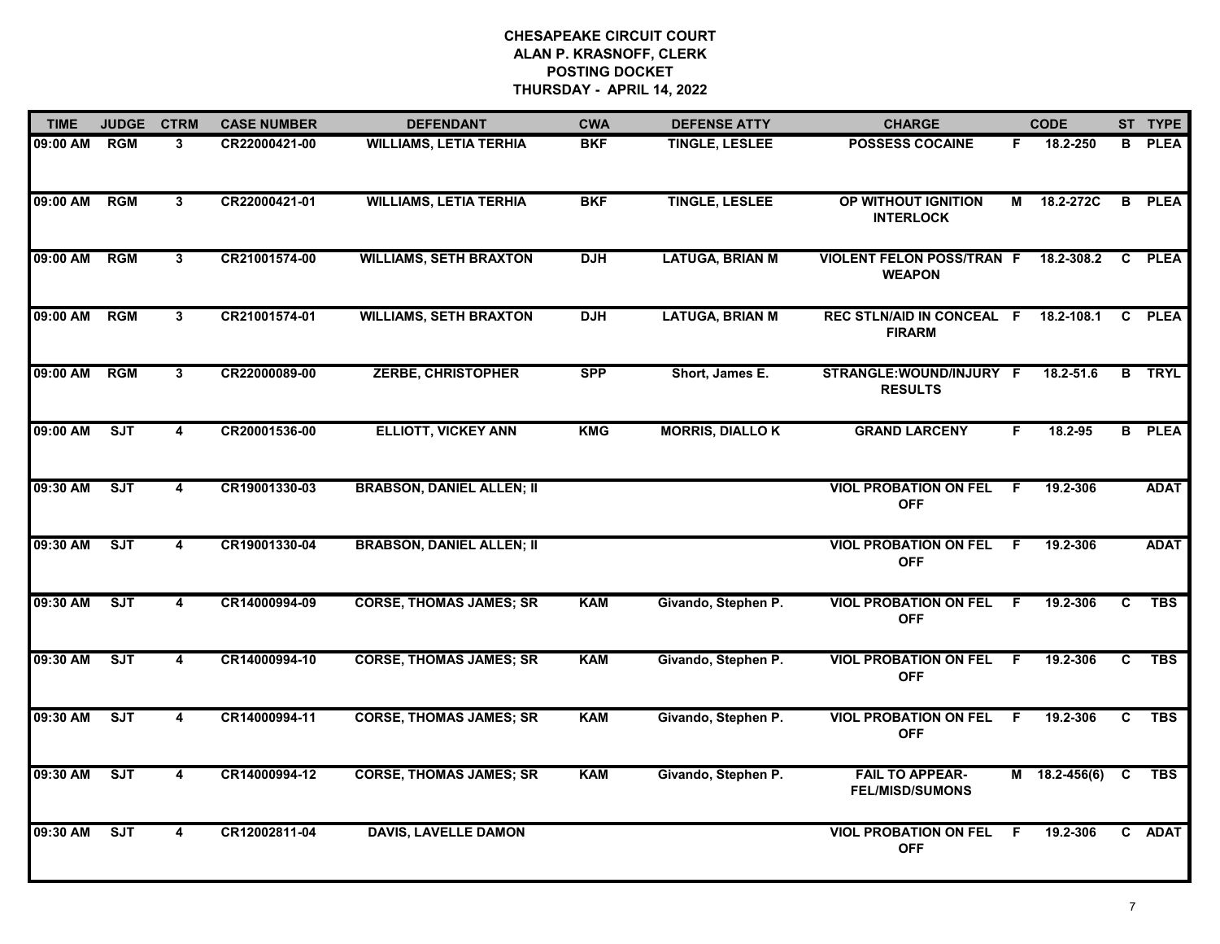# CHESAPEAKE CIRCUIT COURT
## ALAN P. KRASNOFF, CLERK
## POSTING DOCKET
## THURSDAY - APRIL 14, 2022

| TIME | JUDGE | CTRM | CASE NUMBER | DEFENDANT | CWA | DEFENSE ATTY | CHARGE | | CODE | ST | TYPE |
|---|---|---|---|---|---|---|---|---|---|---|---|
| 09:00 AM | RGM | 3 | CR22000421-00 | WILLIAMS, LETIA TERHIA | BKF | TINGLE, LESLEE | POSSESS COCAINE | F | 18.2-250 | B | PLEA |
| 09:00 AM | RGM | 3 | CR22000421-01 | WILLIAMS, LETIA TERHIA | BKF | TINGLE, LESLEE | OP WITHOUT IGNITION INTERLOCK | M | 18.2-272C | B | PLEA |
| 09:00 AM | RGM | 3 | CR21001574-00 | WILLIAMS, SETH BRAXTON | DJH | LATUGA, BRIAN M | VIOLENT FELON POSS/TRAN WEAPON | F | 18.2-308.2 | C | PLEA |
| 09:00 AM | RGM | 3 | CR21001574-01 | WILLIAMS, SETH BRAXTON | DJH | LATUGA, BRIAN M | REC STLN/AID IN CONCEAL FIRARM | F | 18.2-108.1 | C | PLEA |
| 09:00 AM | RGM | 3 | CR22000089-00 | ZERBE, CHRISTOPHER | SPP | Short, James E. | STRANGLE:WOUND/INJURY RESULTS | F | 18.2-51.6 | B | TRYL |
| 09:00 AM | SJT | 4 | CR20001536-00 | ELLIOTT, VICKEY ANN | KMG | MORRIS, DIALLO K | GRAND LARCENY | F | 18.2-95 | B | PLEA |
| 09:30 AM | SJT | 4 | CR19001330-03 | BRABSON, DANIEL ALLEN; II | | | VIOL PROBATION ON FEL OFF | F | 19.2-306 | | ADAT |
| 09:30 AM | SJT | 4 | CR19001330-04 | BRABSON, DANIEL ALLEN; II | | | VIOL PROBATION ON FEL OFF | F | 19.2-306 | | ADAT |
| 09:30 AM | SJT | 4 | CR14000994-09 | CORSE, THOMAS JAMES; SR | KAM | Givando, Stephen P. | VIOL PROBATION ON FEL OFF | F | 19.2-306 | C | TBS |
| 09:30 AM | SJT | 4 | CR14000994-10 | CORSE, THOMAS JAMES; SR | KAM | Givando, Stephen P. | VIOL PROBATION ON FEL OFF | F | 19.2-306 | C | TBS |
| 09:30 AM | SJT | 4 | CR14000994-11 | CORSE, THOMAS JAMES; SR | KAM | Givando, Stephen P. | VIOL PROBATION ON FEL OFF | F | 19.2-306 | C | TBS |
| 09:30 AM | SJT | 4 | CR14000994-12 | CORSE, THOMAS JAMES; SR | KAM | Givando, Stephen P. | FAIL TO APPEAR-FEL/MISD/SUMONS | M | 18.2-456(6) | C | TBS |
| 09:30 AM | SJT | 4 | CR12002811-04 | DAVIS, LAVELLE DAMON | | | VIOL PROBATION ON FEL OFF | F | 19.2-306 | C | ADAT |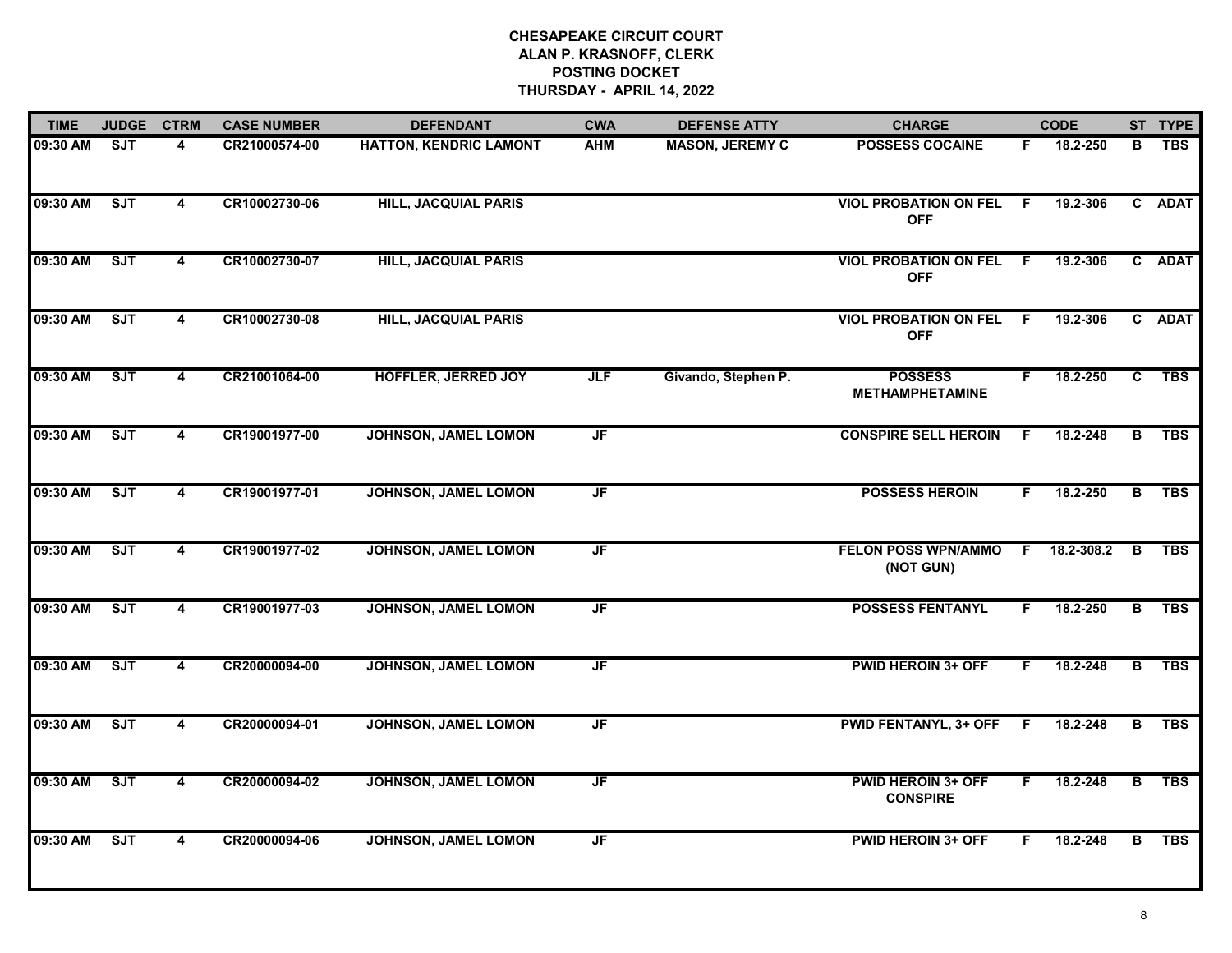**CHESAPEAKE CIRCUIT COURT**
**ALAN P. KRASNOFF, CLERK**
**POSTING DOCKET**
**THURSDAY - APRIL 14, 2022**

| TIME | JUDGE | CTRM | CASE NUMBER | DEFENDANT | CWA | DEFENSE ATTY | CHARGE | | CODE | ST | TYPE |
|---|---|---|---|---|---|---|---|---|---|---|---|
| 09:30 AM | SJT | 4 | CR21000574-00 | HATTON, KENDRIC LAMONT | AHM | MASON, JEREMY C | POSSESS COCAINE | F | 18.2-250 | B | TBS |
| 09:30 AM | SJT | 4 | CR10002730-06 | HILL, JACQUIAL PARIS | | | VIOL PROBATION ON FEL OFF | F | 19.2-306 | C | ADAT |
| 09:30 AM | SJT | 4 | CR10002730-07 | HILL, JACQUIAL PARIS | | | VIOL PROBATION ON FEL OFF | F | 19.2-306 | C | ADAT |
| 09:30 AM | SJT | 4 | CR10002730-08 | HILL, JACQUIAL PARIS | | | VIOL PROBATION ON FEL OFF | F | 19.2-306 | C | ADAT |
| 09:30 AM | SJT | 4 | CR21001064-00 | HOFFLER, JERRED JOY | JLF | Givando, Stephen P. | POSSESS METHAMPHETAMINE | F | 18.2-250 | C | TBS |
| 09:30 AM | SJT | 4 | CR19001977-00 | JOHNSON, JAMEL LOMON | JF | | CONSPIRE SELL HEROIN | F | 18.2-248 | B | TBS |
| 09:30 AM | SJT | 4 | CR19001977-01 | JOHNSON, JAMEL LOMON | JF | | POSSESS HEROIN | F | 18.2-250 | B | TBS |
| 09:30 AM | SJT | 4 | CR19001977-02 | JOHNSON, JAMEL LOMON | JF | | FELON POSS WPN/AMMO (NOT GUN) | F | 18.2-308.2 | B | TBS |
| 09:30 AM | SJT | 4 | CR19001977-03 | JOHNSON, JAMEL LOMON | JF | | POSSESS FENTANYL | F | 18.2-250 | B | TBS |
| 09:30 AM | SJT | 4 | CR20000094-00 | JOHNSON, JAMEL LOMON | JF | | PWID HEROIN 3+ OFF | F | 18.2-248 | B | TBS |
| 09:30 AM | SJT | 4 | CR20000094-01 | JOHNSON, JAMEL LOMON | JF | | PWID FENTANYL, 3+ OFF | F | 18.2-248 | B | TBS |
| 09:30 AM | SJT | 4 | CR20000094-02 | JOHNSON, JAMEL LOMON | JF | | PWID HEROIN 3+ OFF CONSPIRE | F | 18.2-248 | B | TBS |
| 09:30 AM | SJT | 4 | CR20000094-06 | JOHNSON, JAMEL LOMON | JF | | PWID HEROIN 3+ OFF | F | 18.2-248 | B | TBS |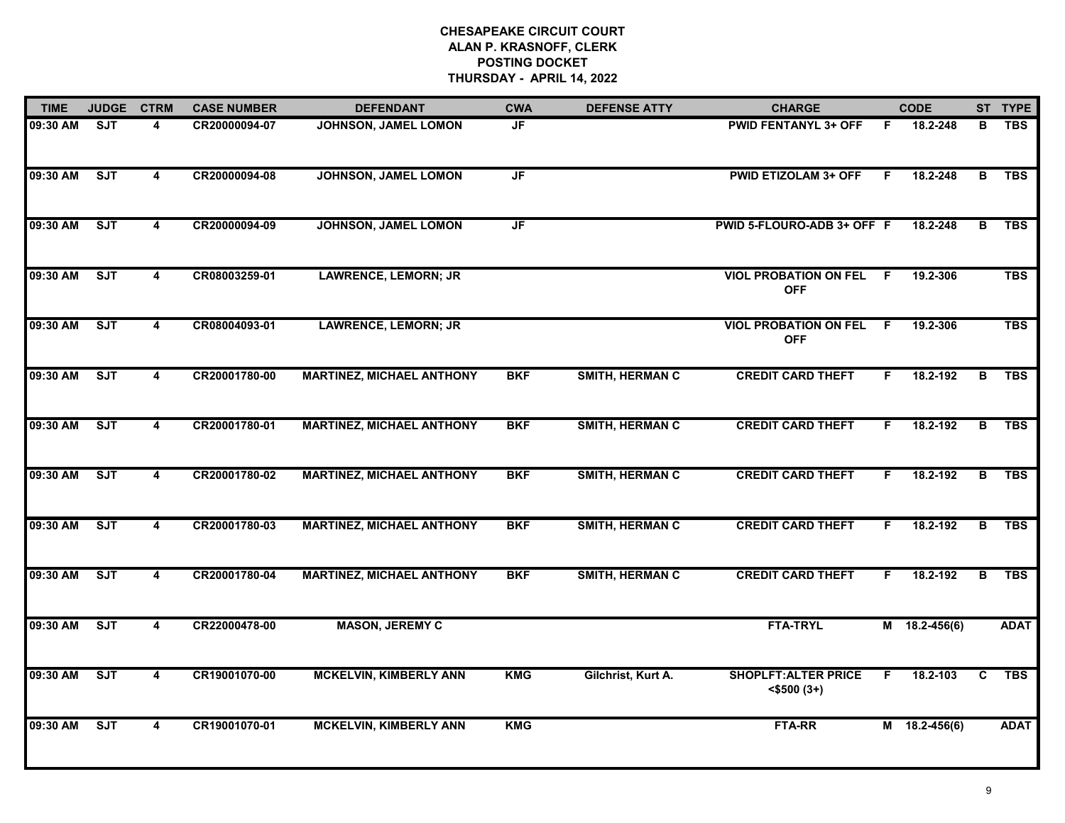**CHESAPEAKE CIRCUIT COURT**
**ALAN P. KRASNOFF, CLERK**
**POSTING DOCKET**
**THURSDAY - APRIL 14, 2022**

| TIME | JUDGE | CTRM | CASE NUMBER | DEFENDANT | CWA | DEFENSE ATTY | CHARGE | | CODE | ST | TYPE |
|---|---|---|---|---|---|---|---|---|---|---|---|
| 09:30 AM | SJT | 4 | CR20000094-07 | JOHNSON, JAMEL LOMON | JF | | PWID FENTANYL 3+ OFF | F | 18.2-248 | B | TBS |
| 09:30 AM | SJT | 4 | CR20000094-08 | JOHNSON, JAMEL LOMON | JF | | PWID ETIZOLAM 3+ OFF | F | 18.2-248 | B | TBS |
| 09:30 AM | SJT | 4 | CR20000094-09 | JOHNSON, JAMEL LOMON | JF | | PWID 5-FLOURO-ADB 3+ OFF | F | 18.2-248 | B | TBS |
| 09:30 AM | SJT | 4 | CR08003259-01 | LAWRENCE, LEMORN; JR | | | VIOL PROBATION ON FEL OFF | F | 19.2-306 | | TBS |
| 09:30 AM | SJT | 4 | CR08004093-01 | LAWRENCE, LEMORN; JR | | | VIOL PROBATION ON FEL OFF | F | 19.2-306 | | TBS |
| 09:30 AM | SJT | 4 | CR20001780-00 | MARTINEZ, MICHAEL ANTHONY | BKF | SMITH, HERMAN C | CREDIT CARD THEFT | F | 18.2-192 | B | TBS |
| 09:30 AM | SJT | 4 | CR20001780-01 | MARTINEZ, MICHAEL ANTHONY | BKF | SMITH, HERMAN C | CREDIT CARD THEFT | F | 18.2-192 | B | TBS |
| 09:30 AM | SJT | 4 | CR20001780-02 | MARTINEZ, MICHAEL ANTHONY | BKF | SMITH, HERMAN C | CREDIT CARD THEFT | F | 18.2-192 | B | TBS |
| 09:30 AM | SJT | 4 | CR20001780-03 | MARTINEZ, MICHAEL ANTHONY | BKF | SMITH, HERMAN C | CREDIT CARD THEFT | F | 18.2-192 | B | TBS |
| 09:30 AM | SJT | 4 | CR20001780-04 | MARTINEZ, MICHAEL ANTHONY | BKF | SMITH, HERMAN C | CREDIT CARD THEFT | F | 18.2-192 | B | TBS |
| 09:30 AM | SJT | 4 | CR22000478-00 | MASON, JEREMY C | | | FTA-TRYL | M | 18.2-456(6) | | ADAT |
| 09:30 AM | SJT | 4 | CR19001070-00 | MCKELVIN, KIMBERLY ANN | KMG | Gilchrist, Kurt A. | SHOPLFT:ALTER PRICE <$500 (3+) | F | 18.2-103 | C | TBS |
| 09:30 AM | SJT | 4 | CR19001070-01 | MCKELVIN, KIMBERLY ANN | KMG | | FTA-RR | M | 18.2-456(6) | | ADAT |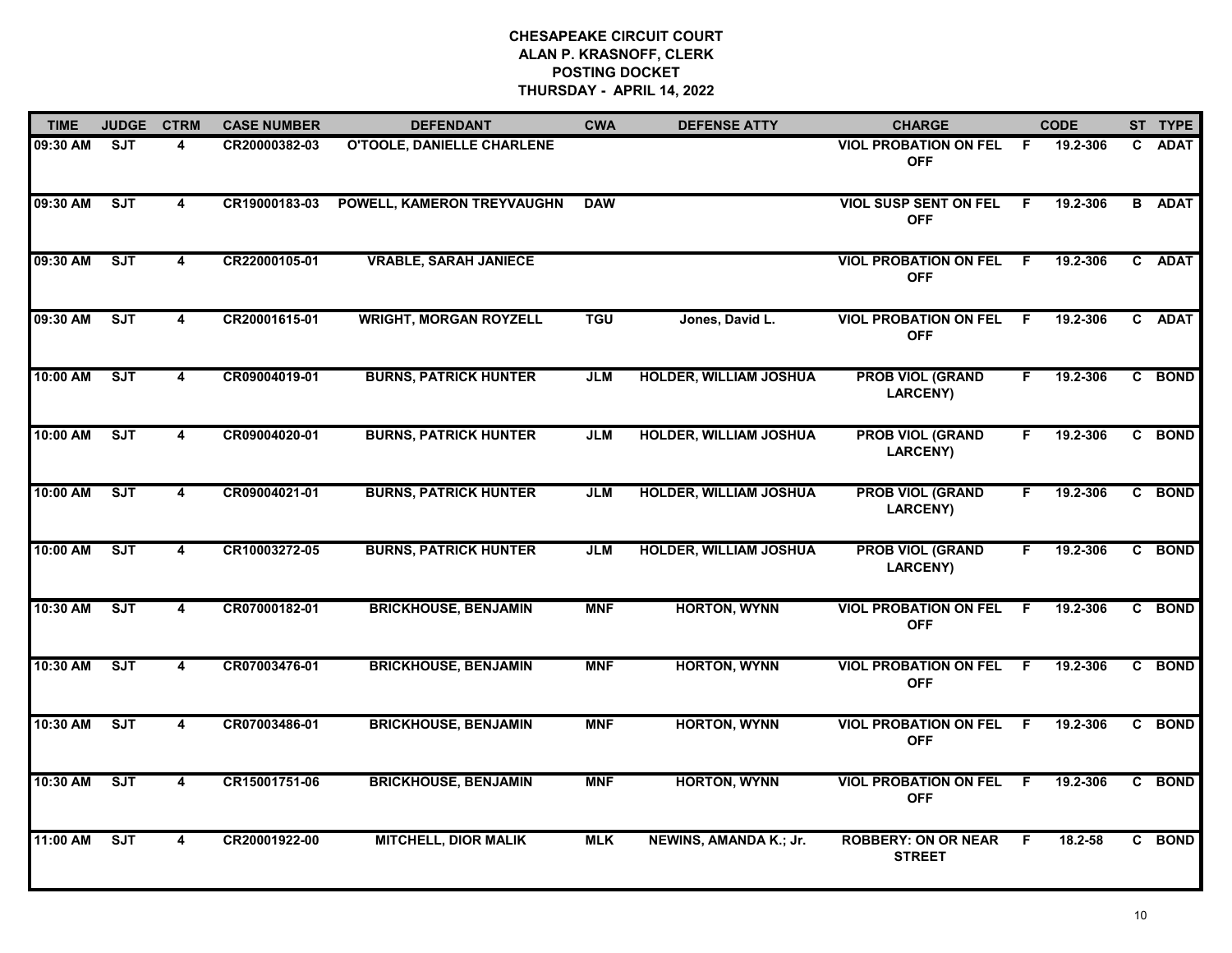**CHESAPEAKE CIRCUIT COURT**
**ALAN P. KRASNOFF, CLERK**
**POSTING DOCKET**
**THURSDAY - APRIL 14, 2022**

| TIME | JUDGE | CTRM | CASE NUMBER | DEFENDANT | CWA | DEFENSE ATTY | CHARGE | | CODE | ST | TYPE |
|---|---|---|---|---|---|---|---|---|---|---|---|
| 09:30 AM | SJT | 4 | CR20000382-03 | O'TOOLE, DANIELLE CHARLENE | | | VIOL PROBATION ON FEL OFF | F | 19.2-306 | C | ADAT |
| 09:30 AM | SJT | 4 | CR19000183-03 | POWELL, KAMERON TREYVAUGHN | DAW | | VIOL SUSP SENT ON FEL OFF | F | 19.2-306 | B | ADAT |
| 09:30 AM | SJT | 4 | CR22000105-01 | VRABLE, SARAH JANIECE | | | VIOL PROBATION ON FEL OFF | F | 19.2-306 | C | ADAT |
| 09:30 AM | SJT | 4 | CR20001615-01 | WRIGHT, MORGAN ROYZELL | TGU | Jones, David L. | VIOL PROBATION ON FEL OFF | F | 19.2-306 | C | ADAT |
| 10:00 AM | SJT | 4 | CR09004019-01 | BURNS, PATRICK HUNTER | JLM | HOLDER, WILLIAM JOSHUA | PROB VIOL (GRAND LARCENY) | F | 19.2-306 | C | BOND |
| 10:00 AM | SJT | 4 | CR09004020-01 | BURNS, PATRICK HUNTER | JLM | HOLDER, WILLIAM JOSHUA | PROB VIOL (GRAND LARCENY) | F | 19.2-306 | C | BOND |
| 10:00 AM | SJT | 4 | CR09004021-01 | BURNS, PATRICK HUNTER | JLM | HOLDER, WILLIAM JOSHUA | PROB VIOL (GRAND LARCENY) | F | 19.2-306 | C | BOND |
| 10:00 AM | SJT | 4 | CR10003272-05 | BURNS, PATRICK HUNTER | JLM | HOLDER, WILLIAM JOSHUA | PROB VIOL (GRAND LARCENY) | F | 19.2-306 | C | BOND |
| 10:30 AM | SJT | 4 | CR07000182-01 | BRICKHOUSE, BENJAMIN | MNF | HORTON, WYNN | VIOL PROBATION ON FEL OFF | F | 19.2-306 | C | BOND |
| 10:30 AM | SJT | 4 | CR07003476-01 | BRICKHOUSE, BENJAMIN | MNF | HORTON, WYNN | VIOL PROBATION ON FEL OFF | F | 19.2-306 | C | BOND |
| 10:30 AM | SJT | 4 | CR07003486-01 | BRICKHOUSE, BENJAMIN | MNF | HORTON, WYNN | VIOL PROBATION ON FEL OFF | F | 19.2-306 | C | BOND |
| 10:30 AM | SJT | 4 | CR15001751-06 | BRICKHOUSE, BENJAMIN | MNF | HORTON, WYNN | VIOL PROBATION ON FEL OFF | F | 19.2-306 | C | BOND |
| 11:00 AM | SJT | 4 | CR20001922-00 | MITCHELL, DIOR MALIK | MLK | NEWINS, AMANDA K.; Jr. | ROBBERY: ON OR NEAR STREET | F | 18.2-58 | C | BOND |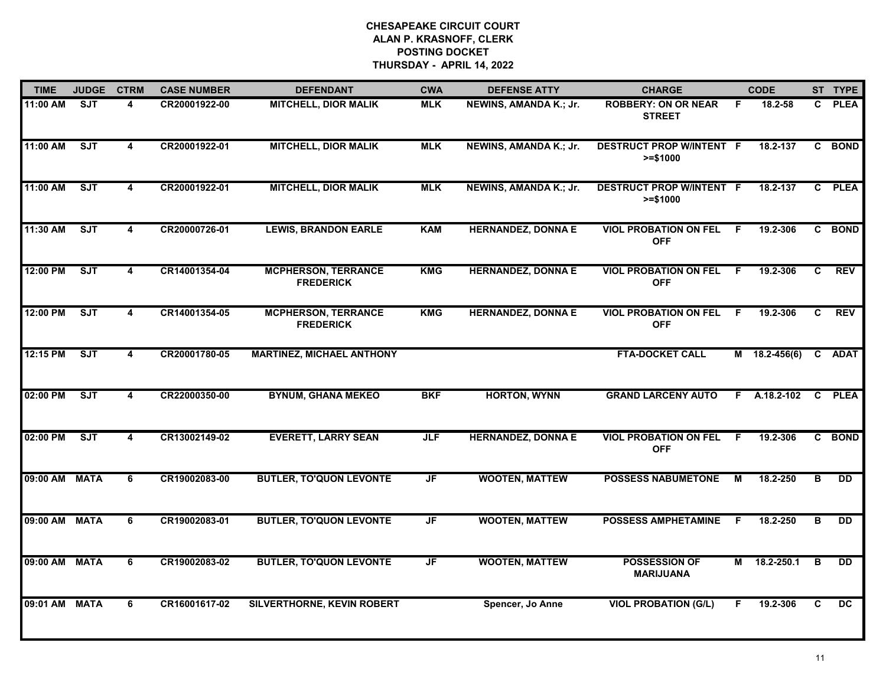**CHESAPEAKE CIRCUIT COURT**
**ALAN P. KRASNOFF, CLERK**
**POSTING DOCKET**
**THURSDAY - APRIL 14, 2022**

| TIME | JUDGE | CTRM | CASE NUMBER | DEFENDANT | CWA | DEFENSE ATTY | CHARGE | | CODE | ST | TYPE |
|---|---|---|---|---|---|---|---|---|---|---|---|
| 11:00 AM | SJT | 4 | CR20001922-00 | MITCHELL, DIOR MALIK | MLK | NEWINS, AMANDA K.; Jr. | ROBBERY: ON OR NEAR STREET | F | 18.2-58 | C | PLEA |
| 11:00 AM | SJT | 4 | CR20001922-01 | MITCHELL, DIOR MALIK | MLK | NEWINS, AMANDA K.; Jr. | DESTRUCT PROP W/INTENT >=$1000 | F | 18.2-137 | C | BOND |
| 11:00 AM | SJT | 4 | CR20001922-01 | MITCHELL, DIOR MALIK | MLK | NEWINS, AMANDA K.; Jr. | DESTRUCT PROP W/INTENT >=$1000 | F | 18.2-137 | C | PLEA |
| 11:30 AM | SJT | 4 | CR20000726-01 | LEWIS, BRANDON EARLE | KAM | HERNANDEZ, DONNA E | VIOL PROBATION ON FEL OFF | F | 19.2-306 | C | BOND |
| 12:00 PM | SJT | 4 | CR14001354-04 | MCPHERSON, TERRANCE FREDERICK | KMG | HERNANDEZ, DONNA E | VIOL PROBATION ON FEL OFF | F | 19.2-306 | C | REV |
| 12:00 PM | SJT | 4 | CR14001354-05 | MCPHERSON, TERRANCE FREDERICK | KMG | HERNANDEZ, DONNA E | VIOL PROBATION ON FEL OFF | F | 19.2-306 | C | REV |
| 12:15 PM | SJT | 4 | CR20001780-05 | MARTINEZ, MICHAEL ANTHONY | | | FTA-DOCKET CALL | M | 18.2-456(6) | C | ADAT |
| 02:00 PM | SJT | 4 | CR22000350-00 | BYNUM, GHANA MEKEO | BKF | HORTON, WYNN | GRAND LARCENY AUTO | F | A.18.2-102 | C | PLEA |
| 02:00 PM | SJT | 4 | CR13002149-02 | EVERETT, LARRY SEAN | JLF | HERNANDEZ, DONNA E | VIOL PROBATION ON FEL OFF | F | 19.2-306 | C | BOND |
| 09:00 AM | MATA | 6 | CR19002083-00 | BUTLER, TO'QUON LEVONTE | JF | WOOTEN, MATTEW | POSSESS NABUMETONE | M | 18.2-250 | B | DD |
| 09:00 AM | MATA | 6 | CR19002083-01 | BUTLER, TO'QUON LEVONTE | JF | WOOTEN, MATTEW | POSSESS AMPHETAMINE | F | 18.2-250 | B | DD |
| 09:00 AM | MATA | 6 | CR19002083-02 | BUTLER, TO'QUON LEVONTE | JF | WOOTEN, MATTEW | POSSESSION OF MARIJUANA | M | 18.2-250.1 | B | DD |
| 09:01 AM | MATA | 6 | CR16001617-02 | SILVERTHORNE, KEVIN ROBERT | | Spencer, Jo Anne | VIOL PROBATION (G/L) | F | 19.2-306 | C | DC |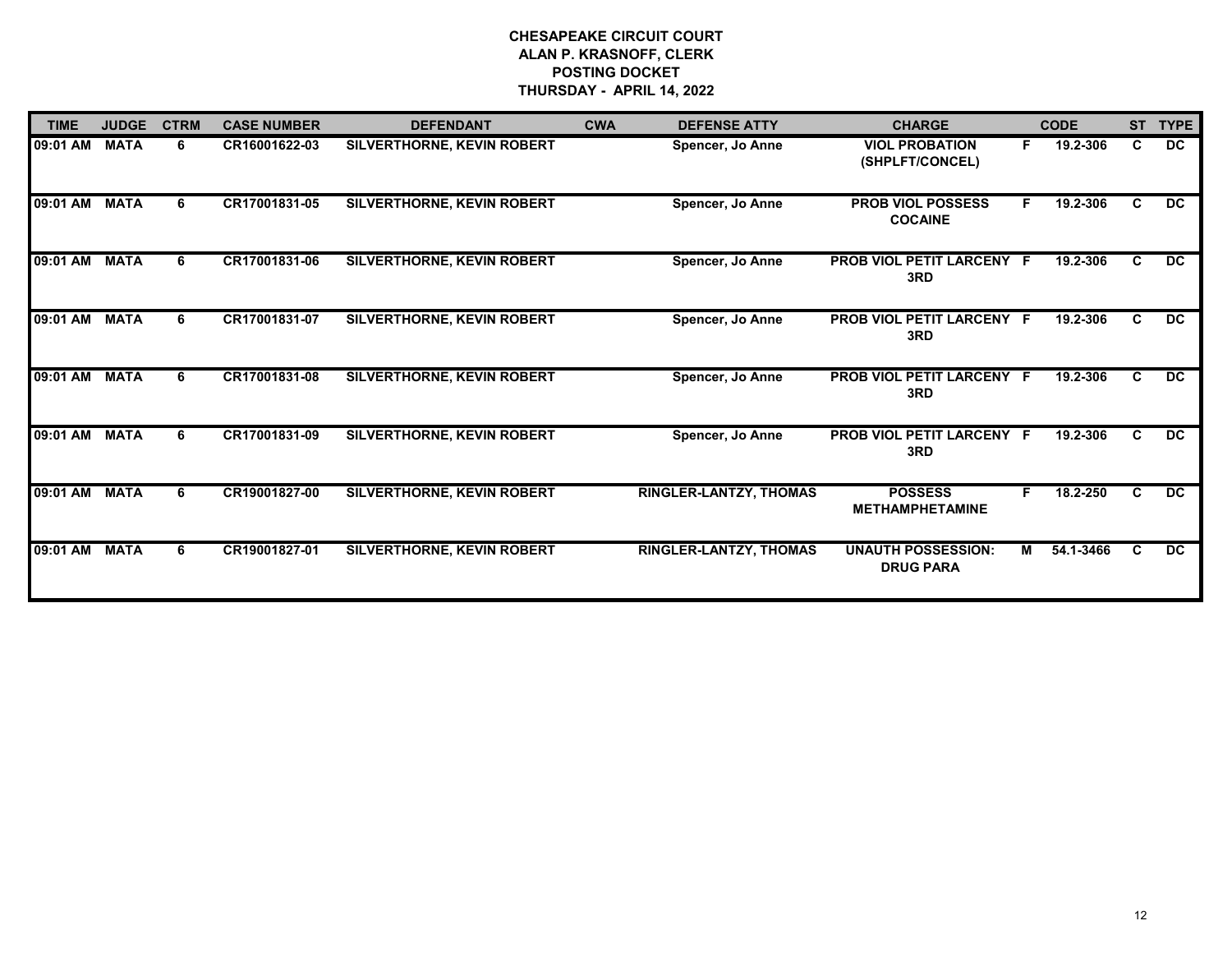**CHESAPEAKE CIRCUIT COURT**
**ALAN P. KRASNOFF, CLERK**
**POSTING DOCKET**
**THURSDAY - APRIL 14, 2022**

| TIME | JUDGE | CTRM | CASE NUMBER | DEFENDANT | CWA | DEFENSE ATTY | CHARGE | | CODE | ST | TYPE |
|---|---|---|---|---|---|---|---|---|---|---|---|
| 09:01 AM | MATA | 6 | CR16001622-03 | SILVERTHORNE, KEVIN ROBERT | | Spencer, Jo Anne | VIOL PROBATION (SHPLFT/CONCEL) | F | 19.2-306 | C | DC |
| 09:01 AM | MATA | 6 | CR17001831-05 | SILVERTHORNE, KEVIN ROBERT | | Spencer, Jo Anne | PROB VIOL POSSESS COCAINE | F | 19.2-306 | C | DC |
| 09:01 AM | MATA | 6 | CR17001831-06 | SILVERTHORNE, KEVIN ROBERT | | Spencer, Jo Anne | PROB VIOL PETIT LARCENY 3RD | F | 19.2-306 | C | DC |
| 09:01 AM | MATA | 6 | CR17001831-07 | SILVERTHORNE, KEVIN ROBERT | | Spencer, Jo Anne | PROB VIOL PETIT LARCENY 3RD | F | 19.2-306 | C | DC |
| 09:01 AM | MATA | 6 | CR17001831-08 | SILVERTHORNE, KEVIN ROBERT | | Spencer, Jo Anne | PROB VIOL PETIT LARCENY 3RD | F | 19.2-306 | C | DC |
| 09:01 AM | MATA | 6 | CR17001831-09 | SILVERTHORNE, KEVIN ROBERT | | Spencer, Jo Anne | PROB VIOL PETIT LARCENY 3RD | F | 19.2-306 | C | DC |
| 09:01 AM | MATA | 6 | CR19001827-00 | SILVERTHORNE, KEVIN ROBERT | | RINGLER-LANTZY, THOMAS | POSSESS METHAMPHETAMINE | F | 18.2-250 | C | DC |
| 09:01 AM | MATA | 6 | CR19001827-01 | SILVERTHORNE, KEVIN ROBERT | | RINGLER-LANTZY, THOMAS | UNAUTH POSSESSION: DRUG PARA | M | 54.1-3466 | C | DC |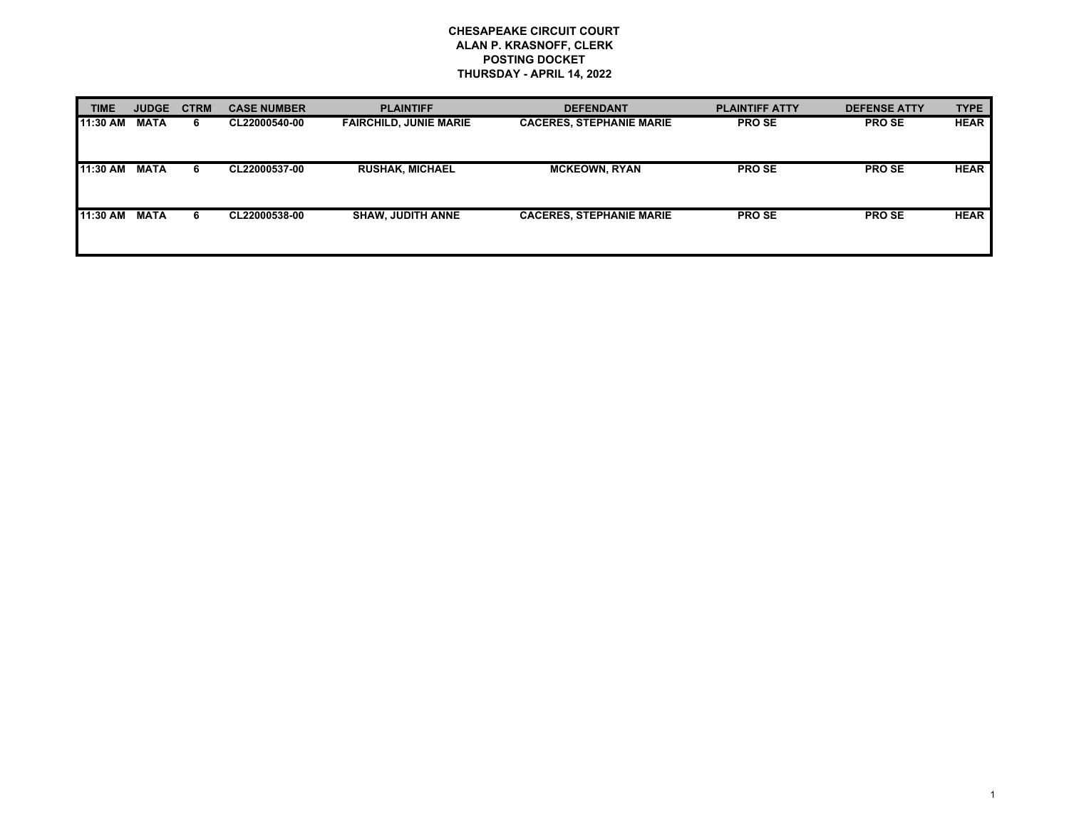**CHESAPEAKE CIRCUIT COURT**
**ALAN P. KRASNOFF, CLERK**
**POSTING DOCKET**
**THURSDAY - APRIL 14, 2022**

| TIME | JUDGE | CTRM | CASE NUMBER | PLAINTIFF | DEFENDANT | PLAINTIFF ATTY | DEFENSE ATTY | TYPE |
|---|---|---|---|---|---|---|---|---|
| 11:30 AM | MATA | 6 | CL22000540-00 | FAIRCHILD, JUNIE MARIE | CACERES, STEPHANIE MARIE | PRO SE | PRO SE | HEAR |
| 11:30 AM | MATA | 6 | CL22000537-00 | RUSHAK, MICHAEL | MCKEOWN, RYAN | PRO SE | PRO SE | HEAR |
| 11:30 AM | MATA | 6 | CL22000538-00 | SHAW, JUDITH ANNE | CACERES, STEPHANIE MARIE | PRO SE | PRO SE | HEAR |